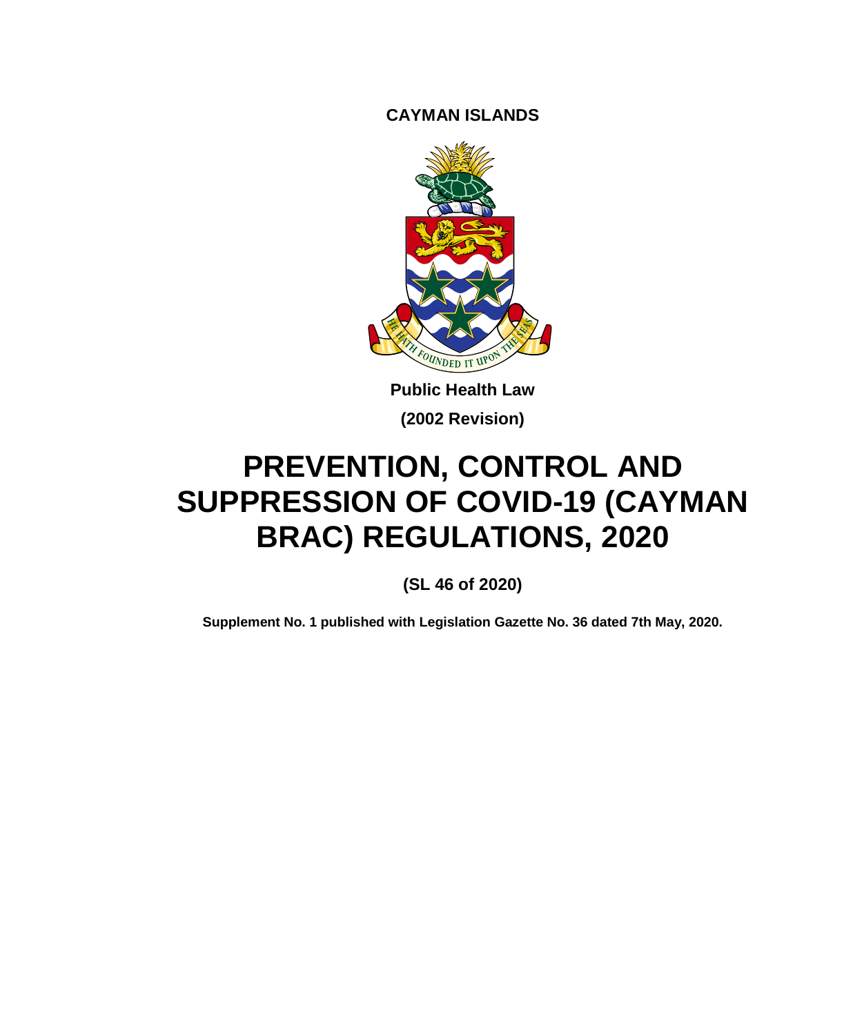**CAYMAN ISLANDS**

**Public Health Law**

**(2002 Revision)**

# PREVENTION, CONTROL AND SUPPRESSION OF COVID-19 (CAYMAN BRAC) REGULATIONS, 2020

**(SL 46 of 2020)**

**Supplement No. 1 published with Legislation Gazette No. 36 dated 7th May, 2020.**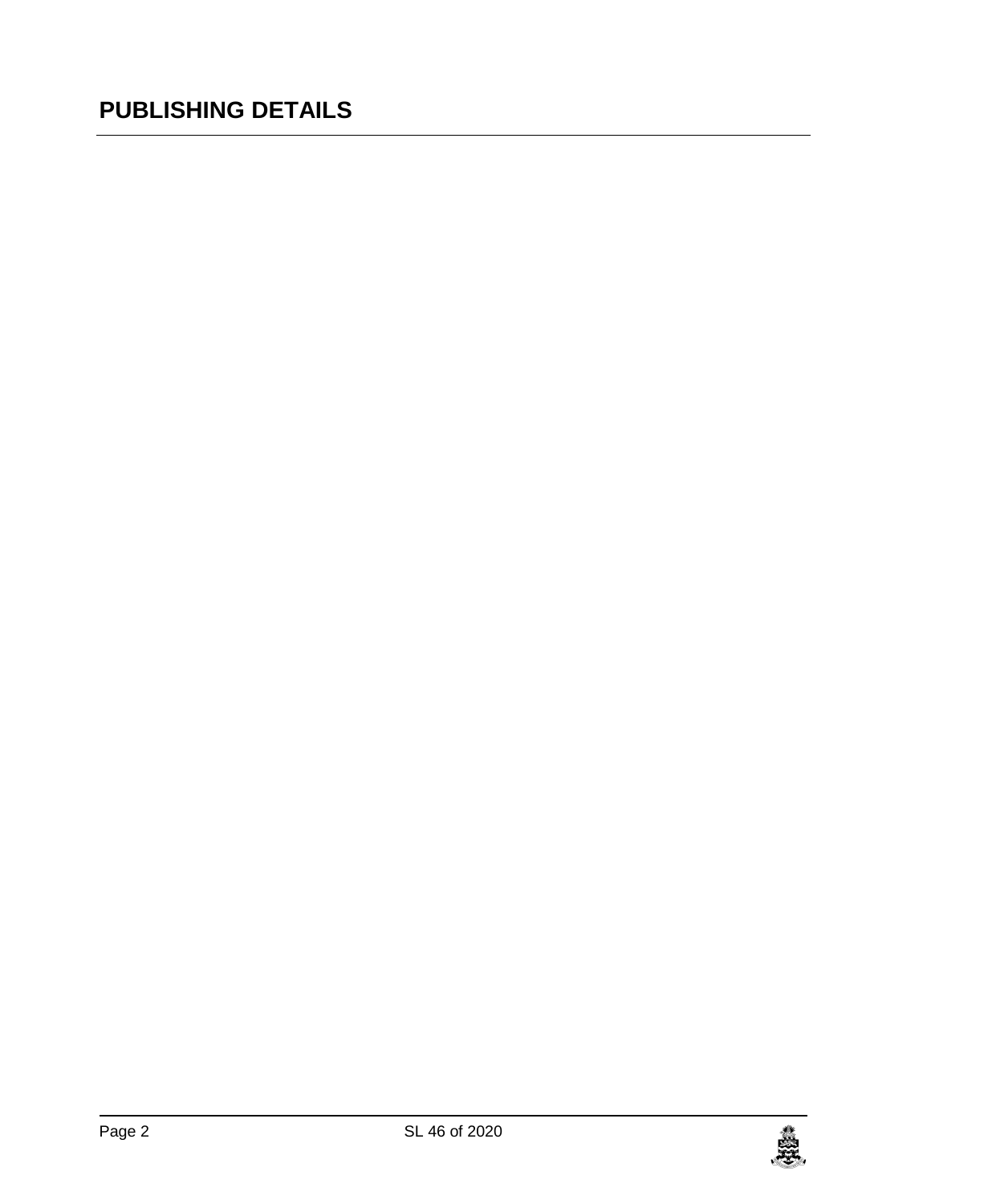# PUBLISHING DETAILS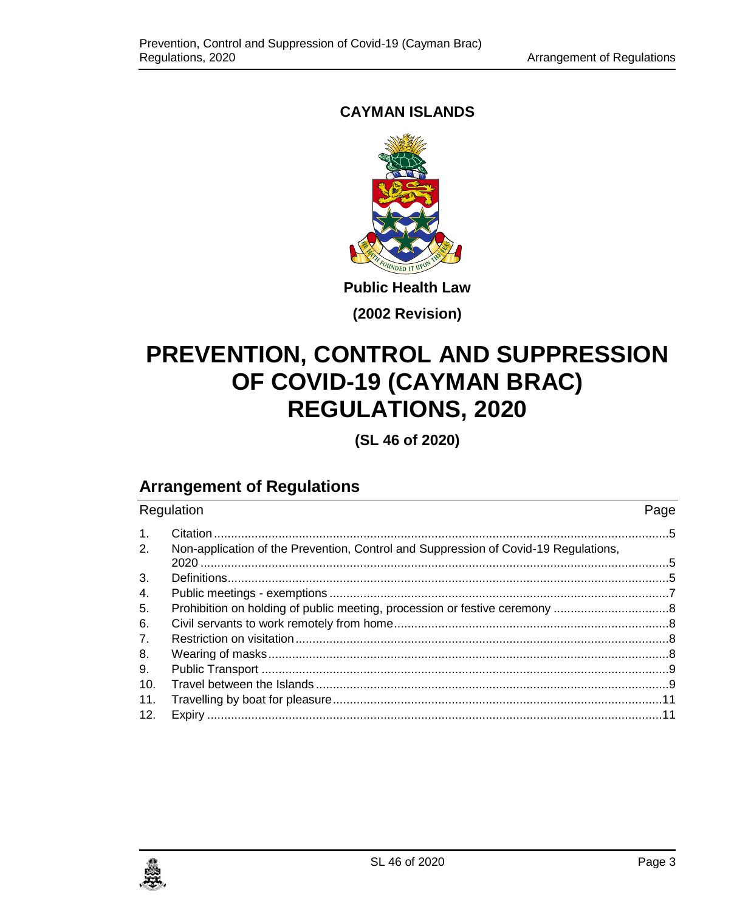**CAYMAN ISLANDS**

**Public Health Law**

**(2002 Revision)**

# PREVENTION, CONTROL AND SUPPRESSION OF COVID-19 (CAYMAN BRAC) REGULATIONS, 2020

**(SL 46 of 2020)**

## Arrangement of Regulations

| Regulation | | Page |
|---|---|---|
| 1. | Citation | 5 |
| 2. | Non-application of the Prevention, Control and Suppression of Covid-19 Regulations, 2020 | 5 |
| 3. | Definitions | 5 |
| 4. | Public meetings - exemptions | 7 |
| 5. | Prohibition on holding of public meeting, procession or festive ceremony | 8 |
| 6. | Civil servants to work remotely from home | 8 |
| 7. | Restriction on visitation | 8 |
| 8. | Wearing of masks | 8 |
| 9. | Public Transport | 9 |
| 10. | Travel between the Islands | 9 |
| 11. | Travelling by boat for pleasure | 11 |
| 12. | Expiry | 11 |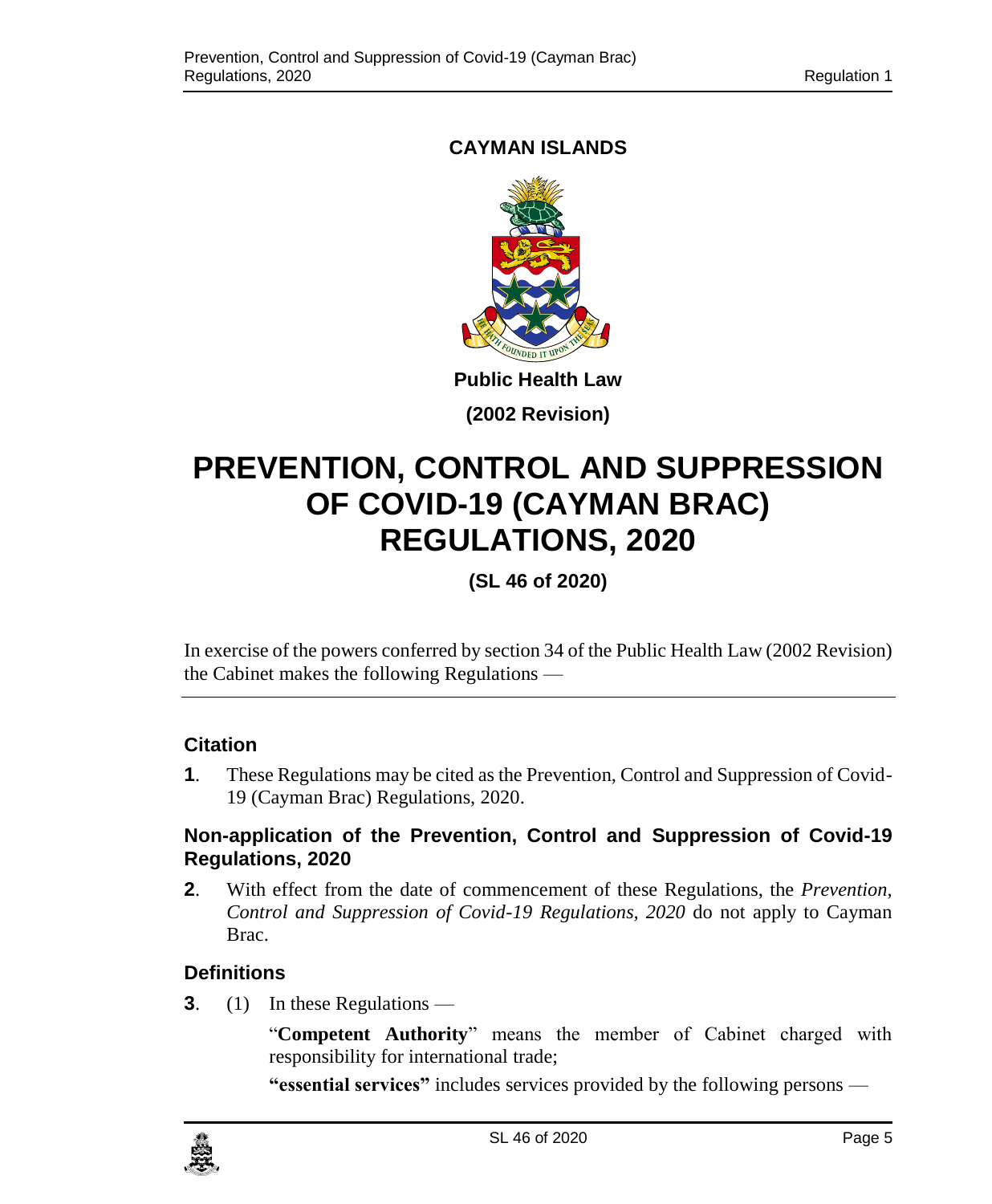**CAYMAN ISLANDS**

**Public Health Law**

**(2002 Revision)**

# PREVENTION, CONTROL AND SUPPRESSION OF COVID-19 (CAYMAN BRAC) REGULATIONS, 2020

**(SL 46 of 2020)**

In exercise of the powers conferred by section 34 of the Public Health Law (2002 Revision) the Cabinet makes the following Regulations —

### Citation

**1**. These Regulations may be cited as the Prevention, Control and Suppression of Covid-19 (Cayman Brac) Regulations, 2020.

### Non-application of the Prevention, Control and Suppression of Covid-19 Regulations, 2020

**2**. With effect from the date of commencement of these Regulations, the *Prevention, Control and Suppression of Covid-19 Regulations, 2020* do not apply to Cayman Brac.

### Definitions

**3**. (1) In these Regulations —

"**Competent Authority**" means the member of Cabinet charged with responsibility for international trade;

**"essential services"** includes services provided by the following persons —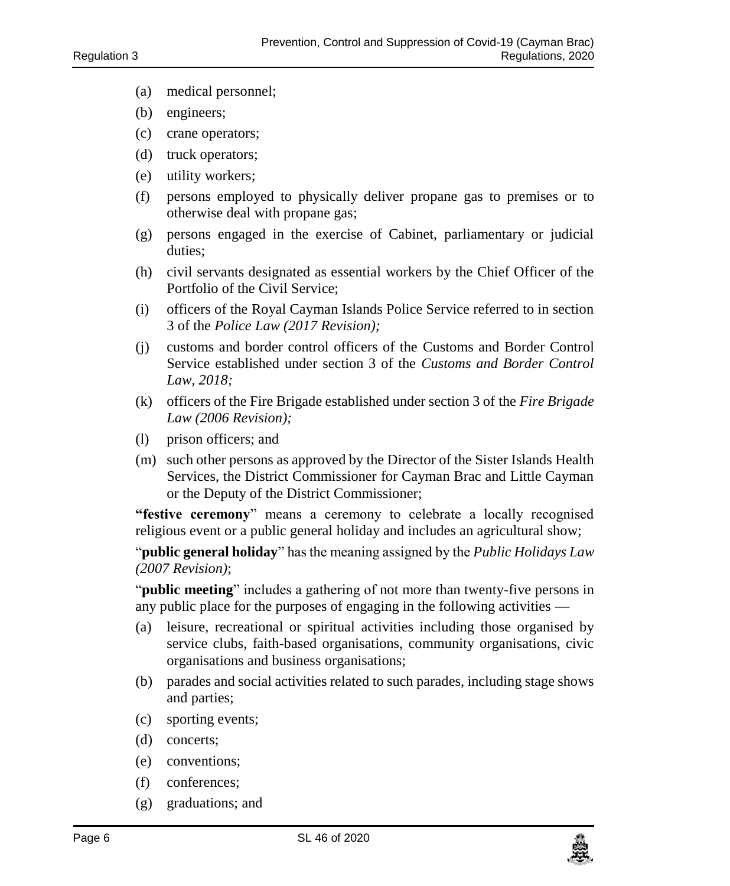- (a) medical personnel;
- (b) engineers;
- (c) crane operators;
- (d) truck operators;
- (e) utility workers;
- (f) persons employed to physically deliver propane gas to premises or to otherwise deal with propane gas;
- (g) persons engaged in the exercise of Cabinet, parliamentary or judicial duties;
- (h) civil servants designated as essential workers by the Chief Officer of the Portfolio of the Civil Service;
- (i) officers of the Royal Cayman Islands Police Service referred to in section 3 of the *Police Law (2017 Revision);*
- (j) customs and border control officers of the Customs and Border Control Service established under section 3 of the *Customs and Border Control Law, 2018;*
- (k) officers of the Fire Brigade established under section 3 of the *Fire Brigade Law (2006 Revision);*
- (l) prison officers; and
- (m) such other persons as approved by the Director of the Sister Islands Health Services, the District Commissioner for Cayman Brac and Little Cayman or the Deputy of the District Commissioner;

"**festive ceremony**" means a ceremony to celebrate a locally recognised religious event or a public general holiday and includes an agricultural show;

"**public general holiday**" has the meaning assigned by the *Public Holidays Law (2007 Revision)*;

"**public meeting**" includes a gathering of not more than twenty-five persons in any public place for the purposes of engaging in the following activities —

- (a) leisure, recreational or spiritual activities including those organised by service clubs, faith-based organisations, community organisations, civic organisations and business organisations;
- (b) parades and social activities related to such parades, including stage shows and parties;
- (c) sporting events;
- (d) concerts;
- (e) conventions;
- (f) conferences;
- (g) graduations; and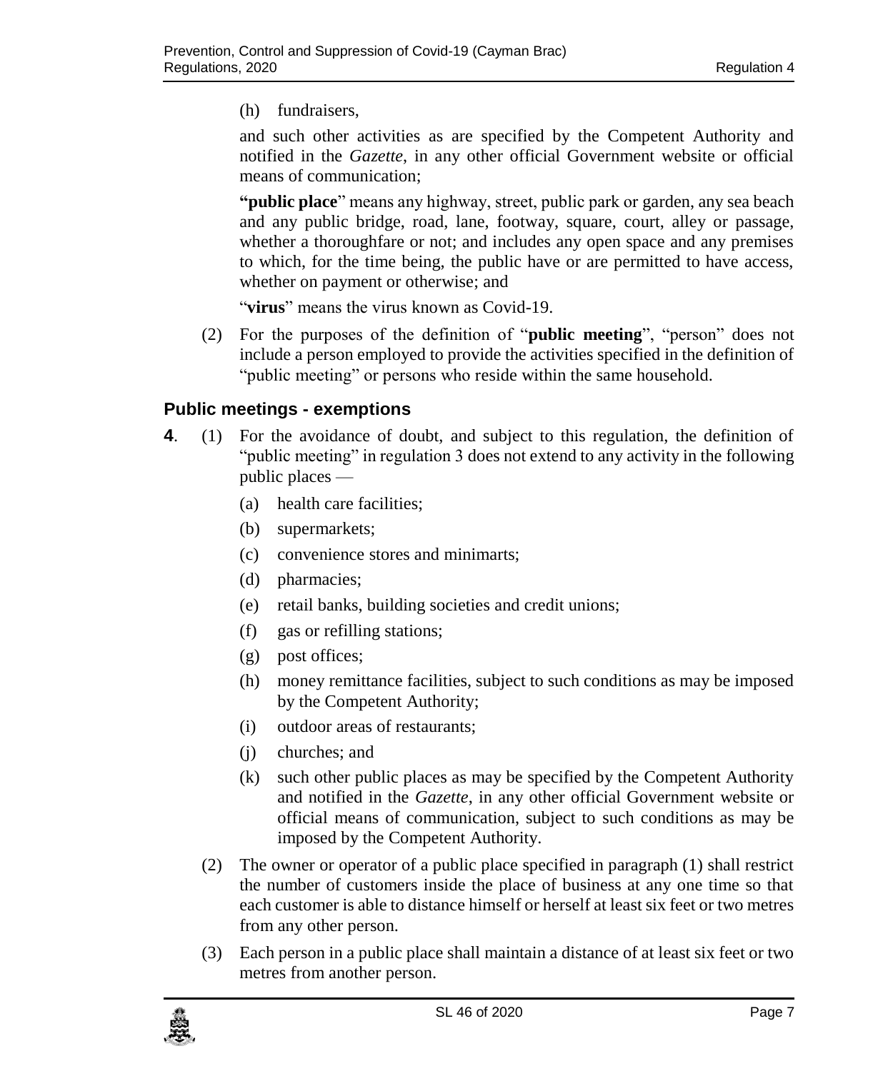(h) fundraisers,

and such other activities as are specified by the Competent Authority and notified in the *Gazette*, in any other official Government website or official means of communication;

"**public place**" means any highway, street, public park or garden, any sea beach and any public bridge, road, lane, footway, square, court, alley or passage, whether a thoroughfare or not; and includes any open space and any premises to which, for the time being, the public have or are permitted to have access, whether on payment or otherwise; and

"**virus**" means the virus known as Covid-19.

(2) For the purposes of the definition of "**public meeting**", "person" does not include a person employed to provide the activities specified in the definition of "public meeting" or persons who reside within the same household.

### Public meetings - exemptions

**4**. (1) For the avoidance of doubt, and subject to this regulation, the definition of "public meeting" in regulation 3 does not extend to any activity in the following public places —

(a) health care facilities;

(b) supermarkets;

(c) convenience stores and minimarts;

(d) pharmacies;

(e) retail banks, building societies and credit unions;

(f) gas or refilling stations;

(g) post offices;

(h) money remittance facilities, subject to such conditions as may be imposed by the Competent Authority;

(i) outdoor areas of restaurants;

(j) churches; and

(k) such other public places as may be specified by the Competent Authority and notified in the *Gazette*, in any other official Government website or official means of communication, subject to such conditions as may be imposed by the Competent Authority.

(2) The owner or operator of a public place specified in paragraph (1) shall restrict the number of customers inside the place of business at any one time so that each customer is able to distance himself or herself at least six feet or two metres from any other person.

(3) Each person in a public place shall maintain a distance of at least six feet or two metres from another person.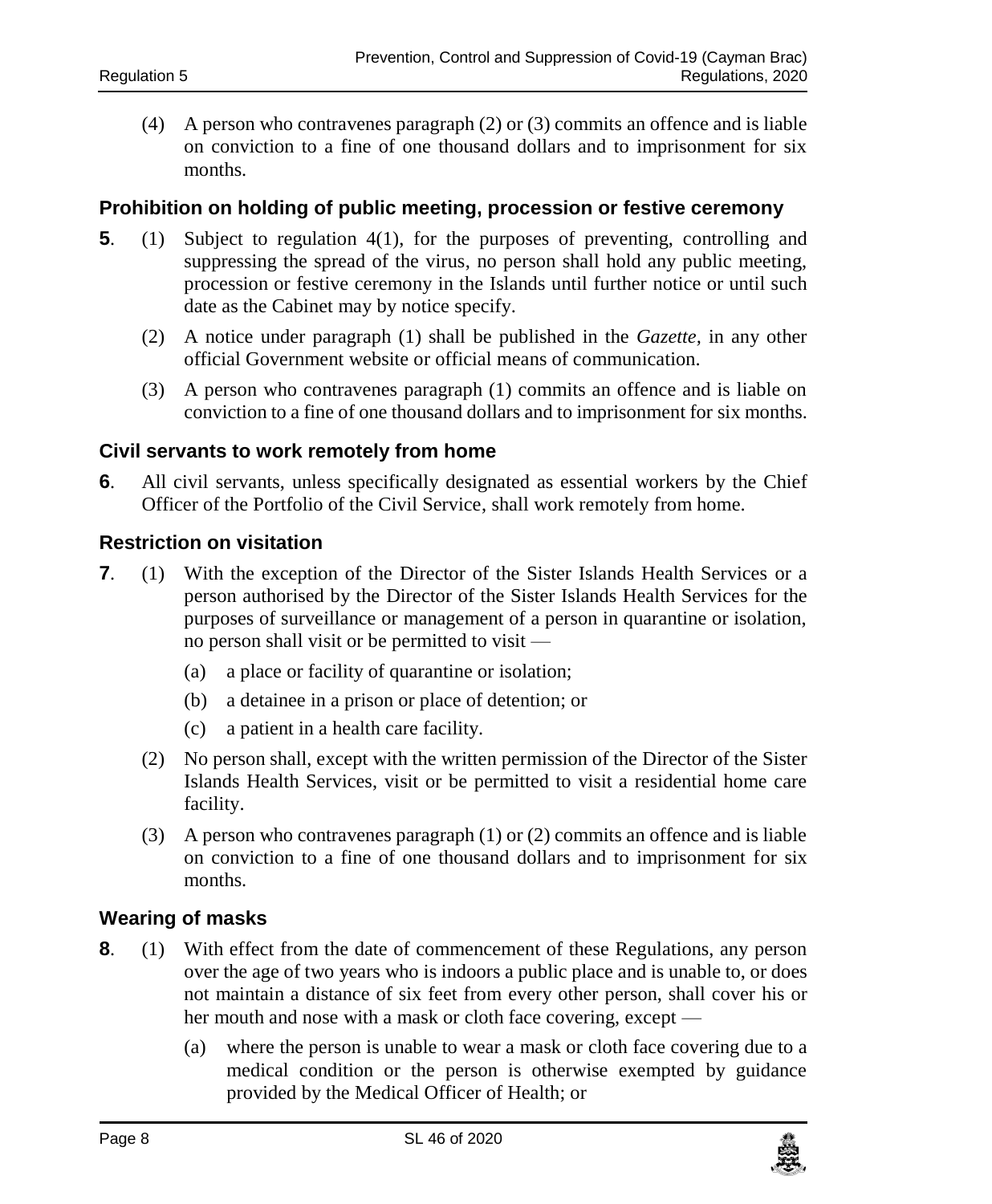(4) A person who contravenes paragraph (2) or (3) commits an offence and is liable on conviction to a fine of one thousand dollars and to imprisonment for six months.

### Prohibition on holding of public meeting, procession or festive ceremony

**5**. (1) Subject to regulation 4(1), for the purposes of preventing, controlling and suppressing the spread of the virus, no person shall hold any public meeting, procession or festive ceremony in the Islands until further notice or until such date as the Cabinet may by notice specify.

(2) A notice under paragraph (1) shall be published in the *Gazette*, in any other official Government website or official means of communication.

(3) A person who contravenes paragraph (1) commits an offence and is liable on conviction to a fine of one thousand dollars and to imprisonment for six months.

### Civil servants to work remotely from home

**6**. All civil servants, unless specifically designated as essential workers by the Chief Officer of the Portfolio of the Civil Service, shall work remotely from home.

### Restriction on visitation

**7**. (1) With the exception of the Director of the Sister Islands Health Services or a person authorised by the Director of the Sister Islands Health Services for the purposes of surveillance or management of a person in quarantine or isolation, no person shall visit or be permitted to visit —

(a) a place or facility of quarantine or isolation;

(b) a detainee in a prison or place of detention; or

(c) a patient in a health care facility.

(2) No person shall, except with the written permission of the Director of the Sister Islands Health Services, visit or be permitted to visit a residential home care facility.

(3) A person who contravenes paragraph (1) or (2) commits an offence and is liable on conviction to a fine of one thousand dollars and to imprisonment for six months.

### Wearing of masks

**8**. (1) With effect from the date of commencement of these Regulations, any person over the age of two years who is indoors a public place and is unable to, or does not maintain a distance of six feet from every other person, shall cover his or her mouth and nose with a mask or cloth face covering, except —

(a) where the person is unable to wear a mask or cloth face covering due to a medical condition or the person is otherwise exempted by guidance provided by the Medical Officer of Health; or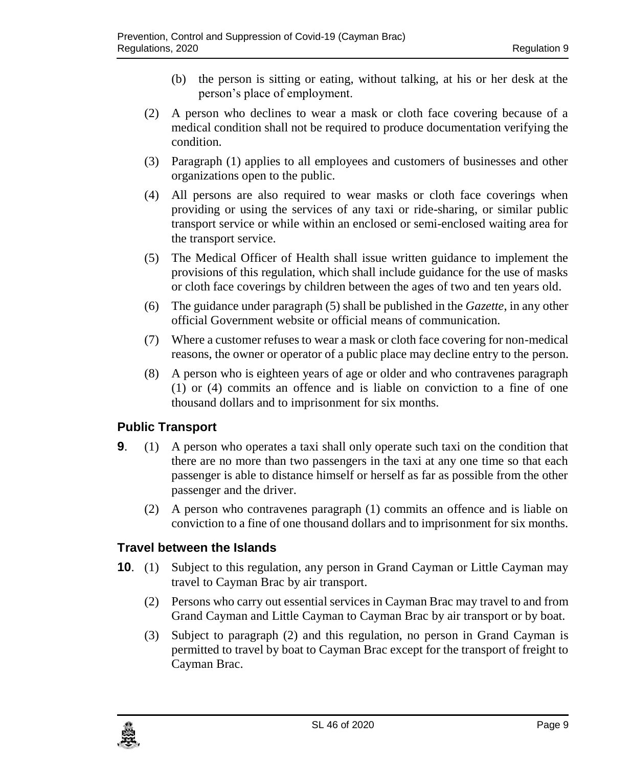(b) the person is sitting or eating, without talking, at his or her desk at the person's place of employment.

(2) A person who declines to wear a mask or cloth face covering because of a medical condition shall not be required to produce documentation verifying the condition.

(3) Paragraph (1) applies to all employees and customers of businesses and other organizations open to the public.

(4) All persons are also required to wear masks or cloth face coverings when providing or using the services of any taxi or ride-sharing, or similar public transport service or while within an enclosed or semi-enclosed waiting area for the transport service.

(5) The Medical Officer of Health shall issue written guidance to implement the provisions of this regulation, which shall include guidance for the use of masks or cloth face coverings by children between the ages of two and ten years old.

(6) The guidance under paragraph (5) shall be published in the *Gazette*, in any other official Government website or official means of communication.

(7) Where a customer refuses to wear a mask or cloth face covering for non-medical reasons, the owner or operator of a public place may decline entry to the person.

(8) A person who is eighteen years of age or older and who contravenes paragraph (1) or (4) commits an offence and is liable on conviction to a fine of one thousand dollars and to imprisonment for six months.

## Public Transport

**9**. (1) A person who operates a taxi shall only operate such taxi on the condition that there are no more than two passengers in the taxi at any one time so that each passenger is able to distance himself or herself as far as possible from the other passenger and the driver.

(2) A person who contravenes paragraph (1) commits an offence and is liable on conviction to a fine of one thousand dollars and to imprisonment for six months.

## Travel between the Islands

**10**. (1) Subject to this regulation, any person in Grand Cayman or Little Cayman may travel to Cayman Brac by air transport.

(2) Persons who carry out essential services in Cayman Brac may travel to and from Grand Cayman and Little Cayman to Cayman Brac by air transport or by boat.

(3) Subject to paragraph (2) and this regulation, no person in Grand Cayman is permitted to travel by boat to Cayman Brac except for the transport of freight to Cayman Brac.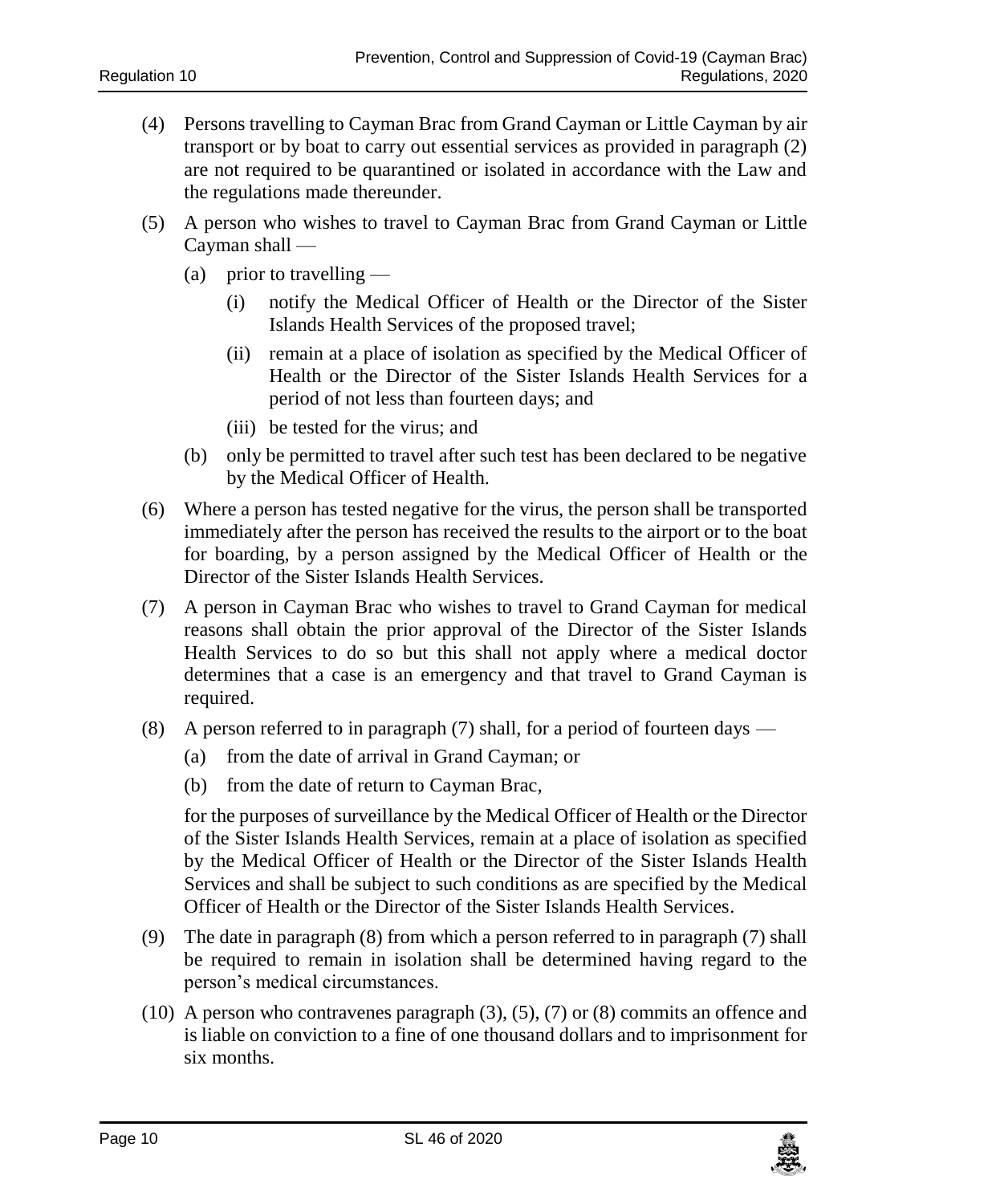(4) Persons travelling to Cayman Brac from Grand Cayman or Little Cayman by air transport or by boat to carry out essential services as provided in paragraph (2) are not required to be quarantined or isolated in accordance with the Law and the regulations made thereunder.

(5) A person who wishes to travel to Cayman Brac from Grand Cayman or Little Cayman shall —

- (a) prior to travelling —
  - (i) notify the Medical Officer of Health or the Director of the Sister Islands Health Services of the proposed travel;
  - (ii) remain at a place of isolation as specified by the Medical Officer of Health or the Director of the Sister Islands Health Services for a period of not less than fourteen days; and
  - (iii) be tested for the virus; and
- (b) only be permitted to travel after such test has been declared to be negative by the Medical Officer of Health.

(6) Where a person has tested negative for the virus, the person shall be transported immediately after the person has received the results to the airport or to the boat for boarding, by a person assigned by the Medical Officer of Health or the Director of the Sister Islands Health Services.

(7) A person in Cayman Brac who wishes to travel to Grand Cayman for medical reasons shall obtain the prior approval of the Director of the Sister Islands Health Services to do so but this shall not apply where a medical doctor determines that a case is an emergency and that travel to Grand Cayman is required.

(8) A person referred to in paragraph (7) shall, for a period of fourteen days —

- (a) from the date of arrival in Grand Cayman; or
- (b) from the date of return to Cayman Brac,

for the purposes of surveillance by the Medical Officer of Health or the Director of the Sister Islands Health Services, remain at a place of isolation as specified by the Medical Officer of Health or the Director of the Sister Islands Health Services and shall be subject to such conditions as are specified by the Medical Officer of Health or the Director of the Sister Islands Health Services.

(9) The date in paragraph (8) from which a person referred to in paragraph (7) shall be required to remain in isolation shall be determined having regard to the person's medical circumstances.

(10) A person who contravenes paragraph (3), (5), (7) or (8) commits an offence and is liable on conviction to a fine of one thousand dollars and to imprisonment for six months.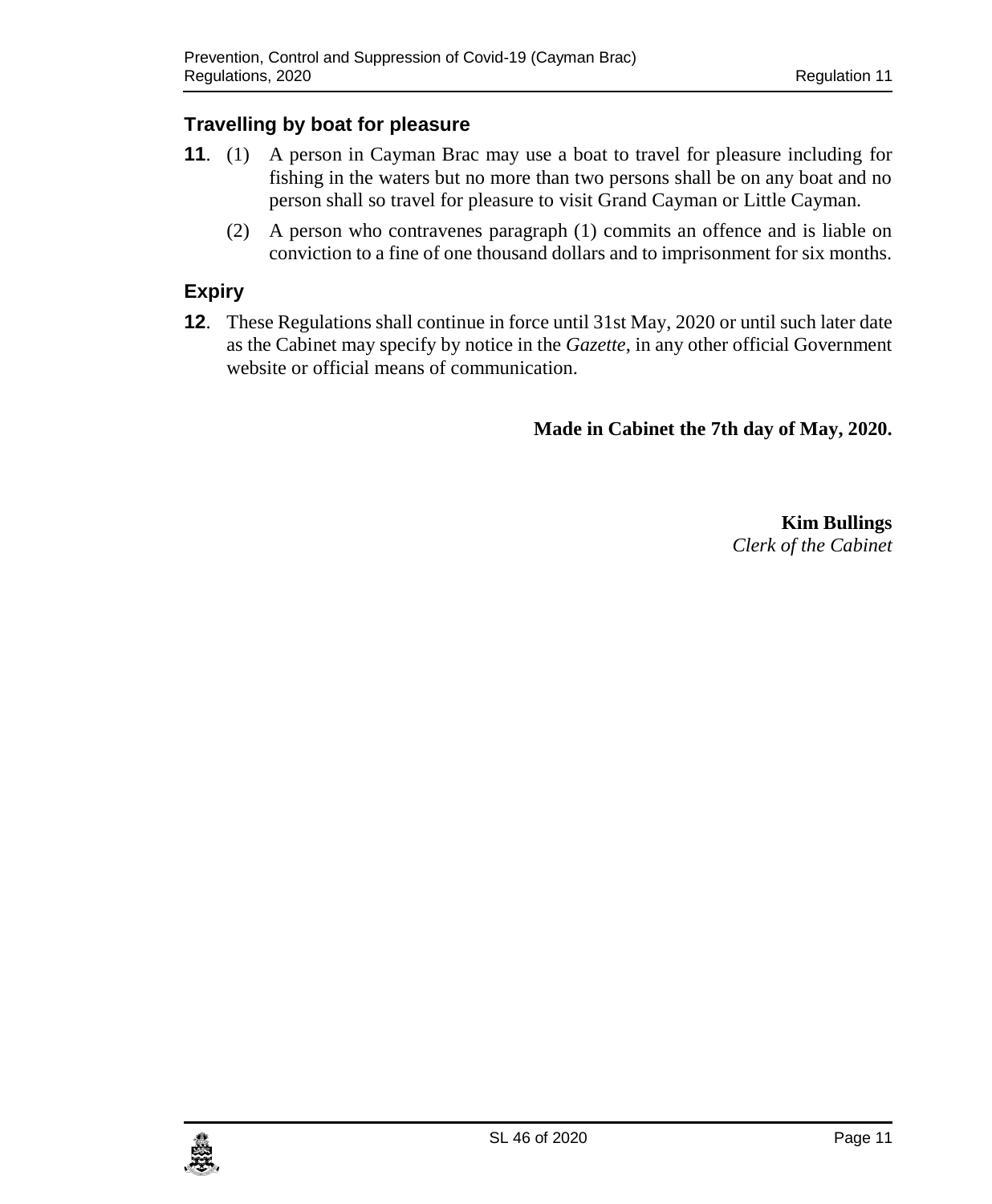## Travelling by boat for pleasure

**11**. (1) A person in Cayman Brac may use a boat to travel for pleasure including for fishing in the waters but no more than two persons shall be on any boat and no person shall so travel for pleasure to visit Grand Cayman or Little Cayman.

(2) A person who contravenes paragraph (1) commits an offence and is liable on conviction to a fine of one thousand dollars and to imprisonment for six months.

## Expiry

**12**. These Regulations shall continue in force until 31st May, 2020 or until such later date as the Cabinet may specify by notice in the *Gazette*, in any other official Government website or official means of communication.

**Made in Cabinet the 7th day of May, 2020.**

**Kim Bullings**
*Clerk of the Cabinet*